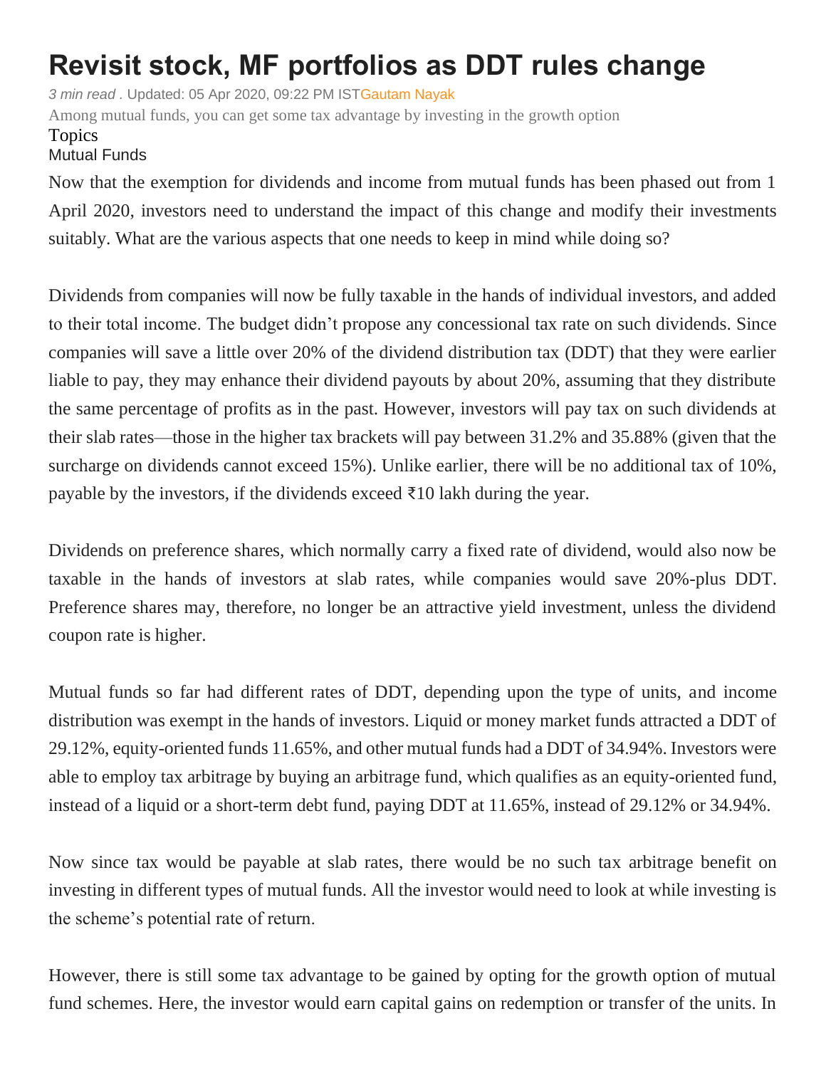# Revisit stock, MF portfolios as DDT rules change

*3 min read* . Updated: 05 Apr 2020, 09:22 PM ISTGautam Nayak

Among mutual funds, you can get some tax advantage by investing in the growth option

Topics

Mutual Funds

Now that the exemption for dividends and income from mutual funds has been phased out from 1 April 2020, investors need to understand the impact of this change and modify their investments suitably. What are the various aspects that one needs to keep in mind while doing so?

Dividends from companies will now be fully taxable in the hands of individual investors, and added to their total income. The budget didn't propose any concessional tax rate on such dividends. Since companies will save a little over 20% of the dividend distribution tax (DDT) that they were earlier liable to pay, they may enhance their dividend payouts by about 20%, assuming that they distribute the same percentage of profits as in the past. However, investors will pay tax on such dividends at their slab rates—those in the higher tax brackets will pay between 31.2% and 35.88% (given that the surcharge on dividends cannot exceed 15%). Unlike earlier, there will be no additional tax of 10%, payable by the investors, if the dividends exceed ₹10 lakh during the year.

Dividends on preference shares, which normally carry a fixed rate of dividend, would also now be taxable in the hands of investors at slab rates, while companies would save 20%-plus DDT. Preference shares may, therefore, no longer be an attractive yield investment, unless the dividend coupon rate is higher.

Mutual funds so far had different rates of DDT, depending upon the type of units, and income distribution was exempt in the hands of investors. Liquid or money market funds attracted a DDT of 29.12%, equity-oriented funds 11.65%, and other mutual funds had a DDT of 34.94%. Investors were able to employ tax arbitrage by buying an arbitrage fund, which qualifies as an equity-oriented fund, instead of a liquid or a short-term debt fund, paying DDT at 11.65%, instead of 29.12% or 34.94%.

Now since tax would be payable at slab rates, there would be no such tax arbitrage benefit on investing in different types of mutual funds. All the investor would need to look at while investing is the scheme's potential rate of return.

However, there is still some tax advantage to be gained by opting for the growth option of mutual fund schemes. Here, the investor would earn capital gains on redemption or transfer of the units. In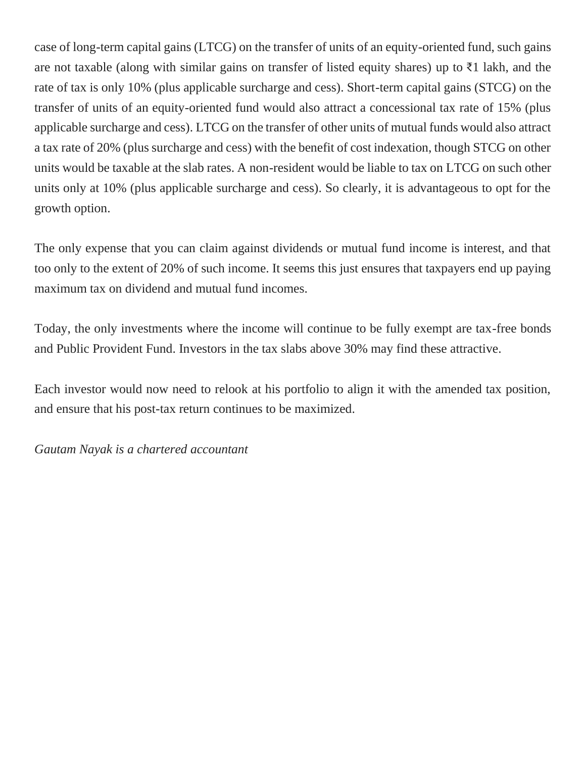case of long-term capital gains (LTCG) on the transfer of units of an equity-oriented fund, such gains are not taxable (along with similar gains on transfer of listed equity shares) up to ₹1 lakh, and the rate of tax is only 10% (plus applicable surcharge and cess). Short-term capital gains (STCG) on the transfer of units of an equity-oriented fund would also attract a concessional tax rate of 15% (plus applicable surcharge and cess). LTCG on the transfer of other units of mutual funds would also attract a tax rate of 20% (plus surcharge and cess) with the benefit of cost indexation, though STCG on other units would be taxable at the slab rates. A non-resident would be liable to tax on LTCG on such other units only at 10% (plus applicable surcharge and cess). So clearly, it is advantageous to opt for the growth option.

The only expense that you can claim against dividends or mutual fund income is interest, and that too only to the extent of 20% of such income. It seems this just ensures that taxpayers end up paying maximum tax on dividend and mutual fund incomes.

Today, the only investments where the income will continue to be fully exempt are tax-free bonds and Public Provident Fund. Investors in the tax slabs above 30% may find these attractive.

Each investor would now need to relook at his portfolio to align it with the amended tax position, and ensure that his post-tax return continues to be maximized.

*Gautam Nayak is a chartered accountant*